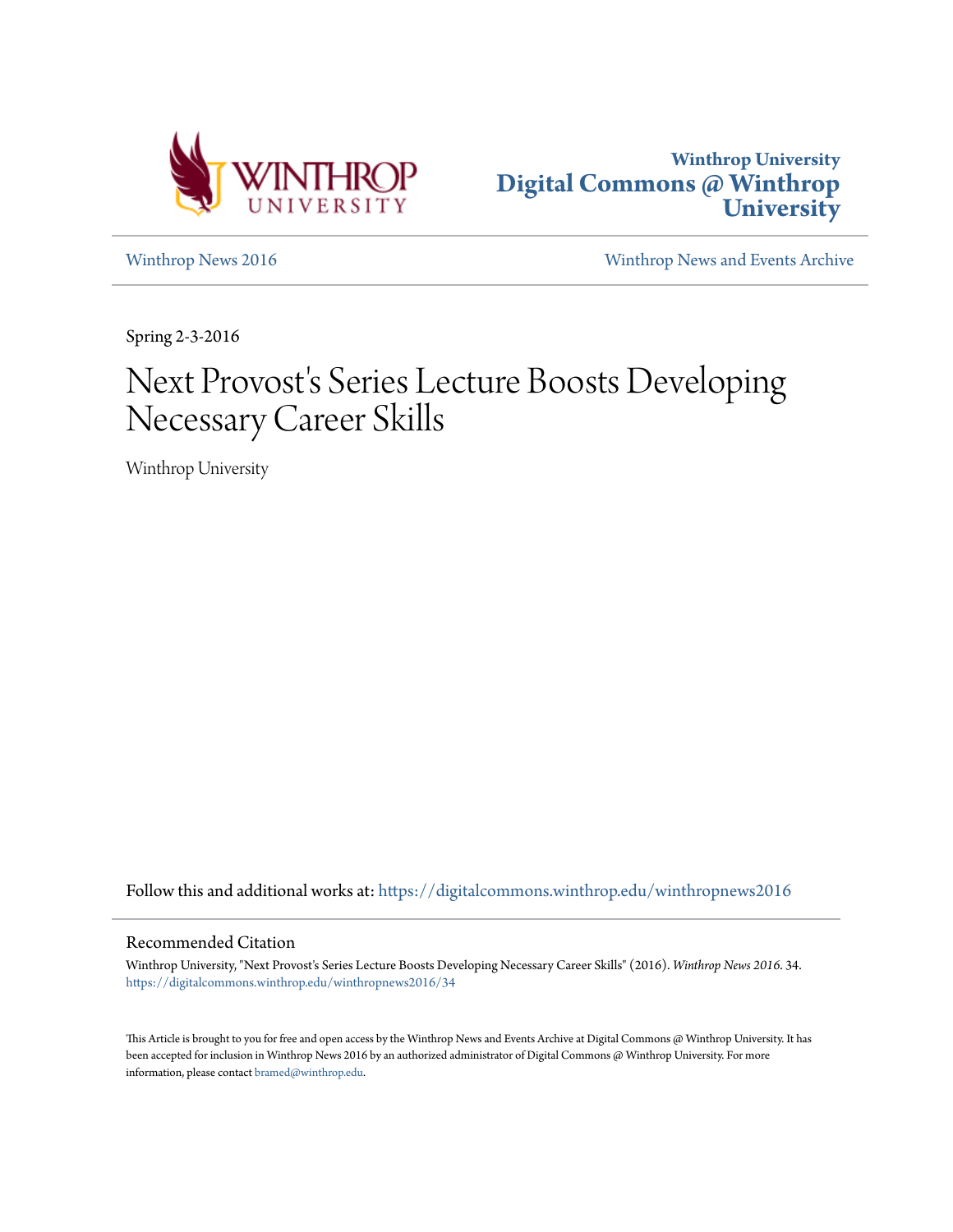Winthrop University
**Digital Commons @ Winthrop University**

Winthrop News 2016

Winthrop News and Events Archive

Spring 2-3-2016

# Next Provost's Series Lecture Boosts Developing Necessary Career Skills

Winthrop University

Follow this and additional works at: https://digitalcommons.winthrop.edu/winthropnews2016

## Recommended Citation

Winthrop University, "Next Provost's Series Lecture Boosts Developing Necessary Career Skills" (2016). *Winthrop News 2016*. 34.
https://digitalcommons.winthrop.edu/winthropnews2016/34

This Article is brought to you for free and open access by the Winthrop News and Events Archive at Digital Commons @ Winthrop University. It has been accepted for inclusion in Winthrop News 2016 by an authorized administrator of Digital Commons @ Winthrop University. For more information, please contact bramed@winthrop.edu.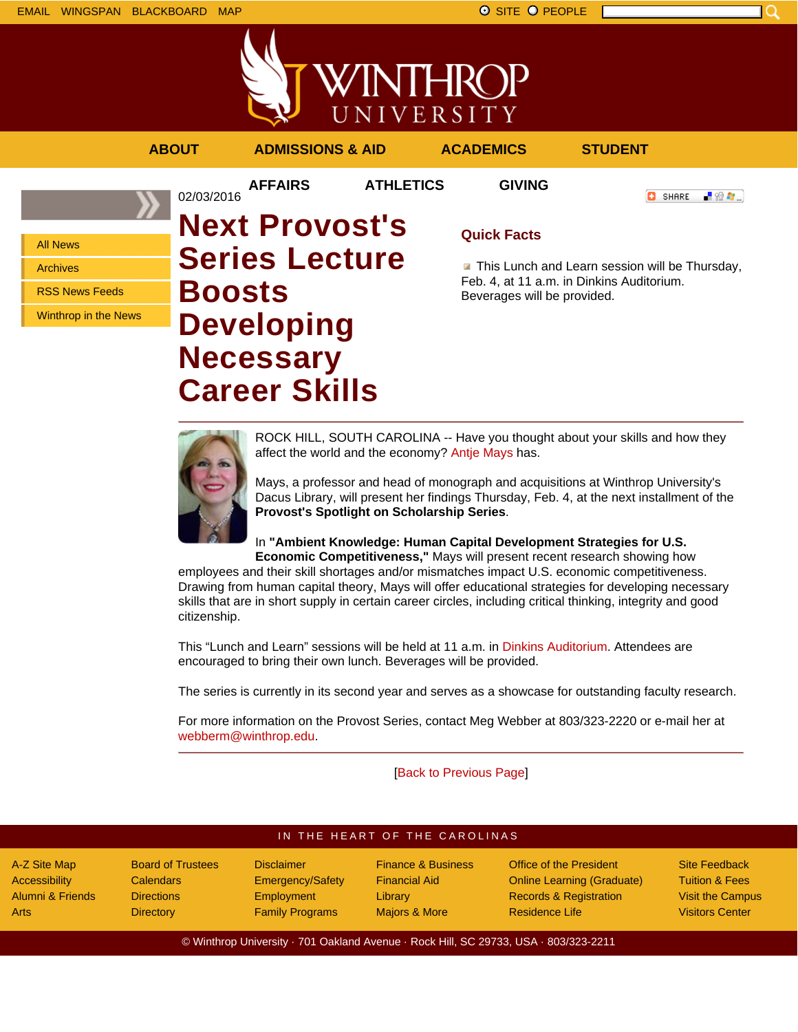EMAIL WINGSPAN BLACKBOARD MAP

SITE PEOPLE

ABOUT ADMISSIONS & AID ACADEMICS STUDENT AFFAIRS ATHLETICS GIVING

- All News
- Archives
- RSS News Feeds
- Winthrop in the News

02/03/2016

# Next Provost's Series Lecture Boosts Developing Necessary Career Skills

## Quick Facts

- This Lunch and Learn session will be Thursday, Feb. 4, at 11 a.m. in Dinkins Auditorium. Beverages will be provided.

ROCK HILL, SOUTH CAROLINA -- Have you thought about your skills and how they affect the world and the economy? Antje Mays has.

Mays, a professor and head of monograph and acquisitions at Winthrop University's Dacus Library, will present her findings Thursday, Feb. 4, at the next installment of the **Provost's Spotlight on Scholarship Series**.

In **"Ambient Knowledge: Human Capital Development Strategies for U.S. Economic Competitiveness,"** Mays will present recent research showing how employees and their skill shortages and/or mismatches impact U.S. economic competitiveness. Drawing from human capital theory, Mays will offer educational strategies for developing necessary skills that are in short supply in certain career circles, including critical thinking, integrity and good citizenship.

This "Lunch and Learn" sessions will be held at 11 a.m. in Dinkins Auditorium. Attendees are encouraged to bring their own lunch. Beverages will be provided.

The series is currently in its second year and serves as a showcase for outstanding faculty research.

For more information on the Provost Series, contact Meg Webber at 803/323-2220 or e-mail her at webberm@winthrop.edu.

[Back to Previous Page]

IN THE HEART OF THE CAROLINAS

| | | | | | |
|---|---|---|---|---|---|
| A-Z Site Map | Board of Trustees | Disclaimer | Finance & Business | Office of the President | Site Feedback |
| Accessibility | Calendars | Emergency/Safety | Financial Aid | Online Learning (Graduate) | Tuition & Fees |
| Alumni & Friends | Directions | Employment | Library | Records & Registration | Visit the Campus |
| Arts | Directory | Family Programs | Majors & More | Residence Life | Visitors Center |

© Winthrop University · 701 Oakland Avenue · Rock Hill, SC 29733, USA · 803/323-2211